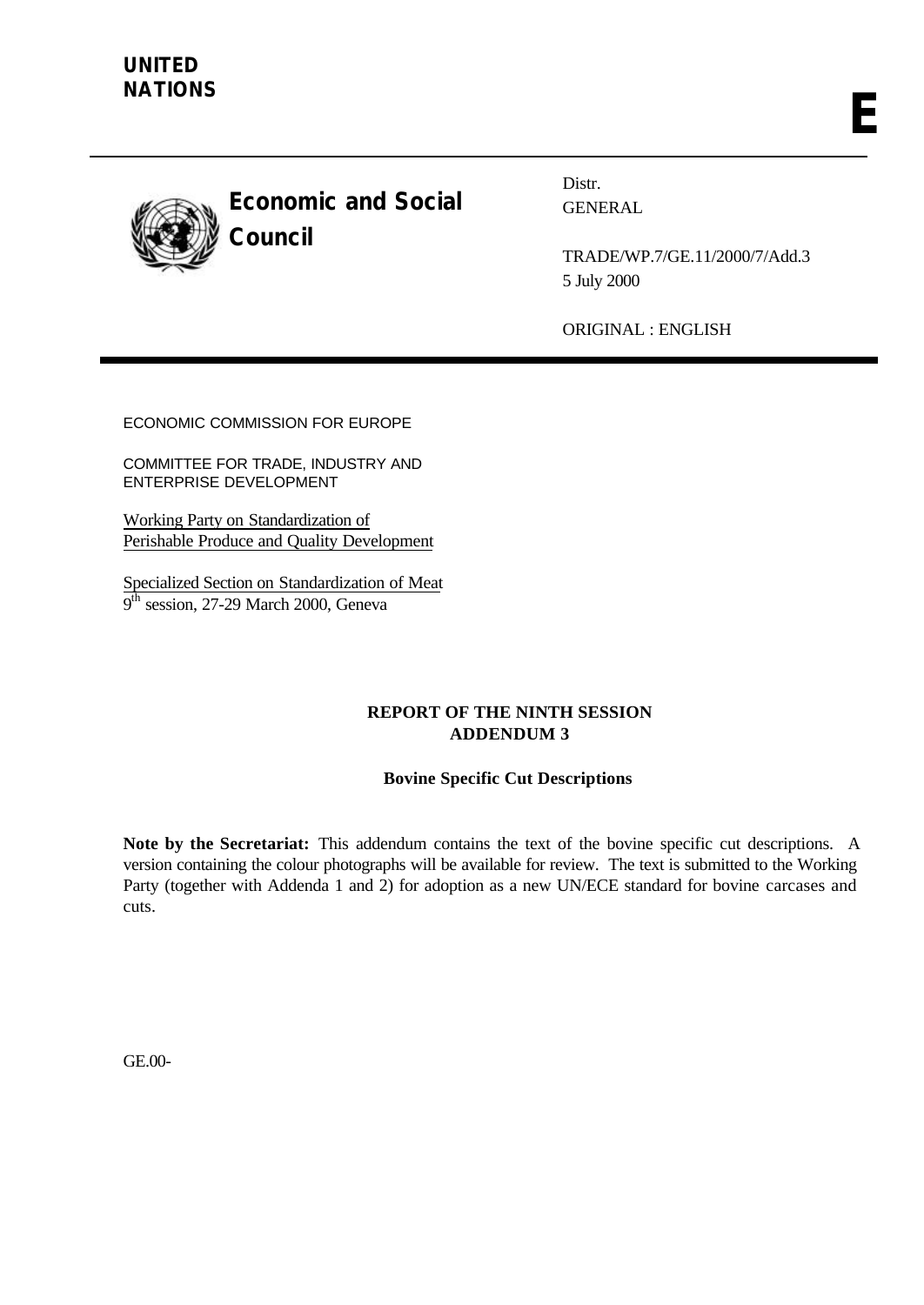**UNITED NATIONS**

**E**

**Economic and Social Council**

Distr.
GENERAL

TRADE/WP.7/GE.11/2000/7/Add.3
5 July 2000

ORIGINAL : ENGLISH

ECONOMIC COMMISSION FOR EUROPE

COMMITTEE FOR TRADE, INDUSTRY AND ENTERPRISE DEVELOPMENT

Working Party on Standardization of Perishable Produce and Quality Development

Specialized Section on Standardization of Meat
9th session, 27-29 March 2000, Geneva

## REPORT OF THE NINTH SESSION ADDENDUM 3

### Bovine Specific Cut Descriptions

**Note by the Secretariat:** This addendum contains the text of the bovine specific cut descriptions. A version containing the colour photographs will be available for review. The text is submitted to the Working Party (together with Addenda 1 and 2) for adoption as a new UN/ECE standard for bovine carcases and cuts.

GE.00-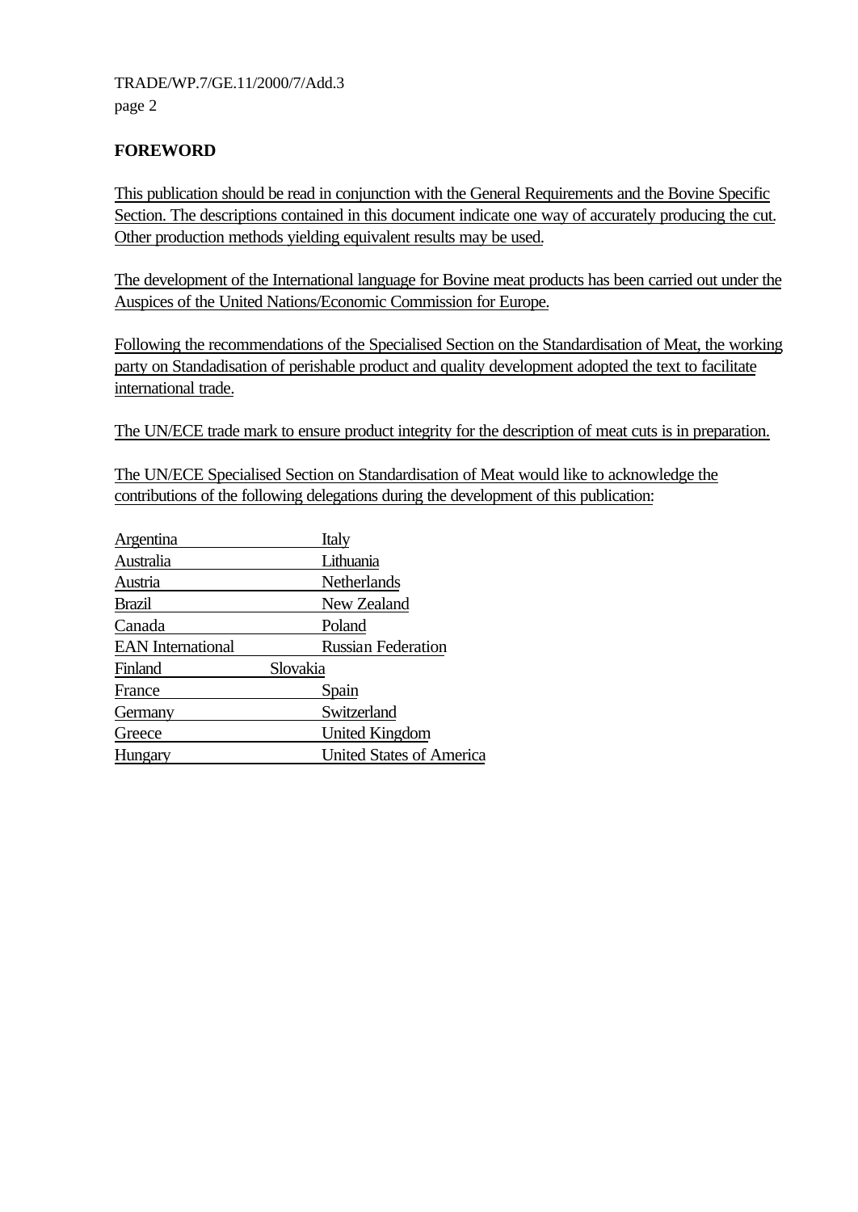## FOREWORD

This publication should be read in conjunction with the General Requirements and the Bovine Specific Section. The descriptions contained in this document indicate one way of accurately producing the cut. Other production methods yielding equivalent results may be used.

The development of the International language for Bovine meat products has been carried out under the Auspices of the United Nations/Economic Commission for Europe.

Following the recommendations of the Specialised Section on the Standardisation of Meat, the working party on Standadisation of perishable product and quality development adopted the text to facilitate international trade.

The UN/ECE trade mark to ensure product integrity for the description of meat cuts is in preparation.

The UN/ECE Specialised Section on Standardisation of Meat would like to acknowledge the contributions of the following delegations during the development of this publication:

| | |
|---|---|
| Argentina | Italy |
| Australia | Lithuania |
| Austria | Netherlands |
| Brazil | New Zealand |
| Canada | Poland |
| EAN International | Russian Federation |
| Finland | Slovakia |
| France | Spain |
| Germany | Switzerland |
| Greece | United Kingdom |
| Hungary | United States of America |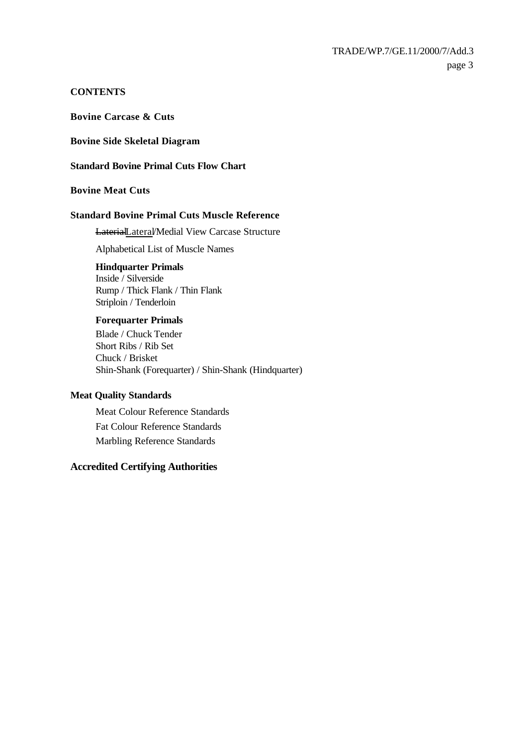## CONTENTS

**Bovine Carcase & Cuts**

**Bovine Side Skeletal Diagram**

**Standard Bovine Primal Cuts Flow Chart**

**Bovine Meat Cuts**

**Standard Bovine Primal Cuts Muscle Reference**

~~Laterial~~Lateral/Medial View Carcase Structure

Alphabetical List of Muscle Names

**Hindquarter Primals**
Inside / Silverside
Rump / Thick Flank / Thin Flank
Striploin / Tenderloin

**Forequarter Primals**
Blade / Chuck Tender
Short Ribs / Rib Set
Chuck / Brisket
Shin-Shank (Forequarter) / Shin-Shank (Hindquarter)

**Meat Quality Standards**

Meat Colour Reference Standards
Fat Colour Reference Standards
Marbling Reference Standards

**Accredited Certifying Authorities**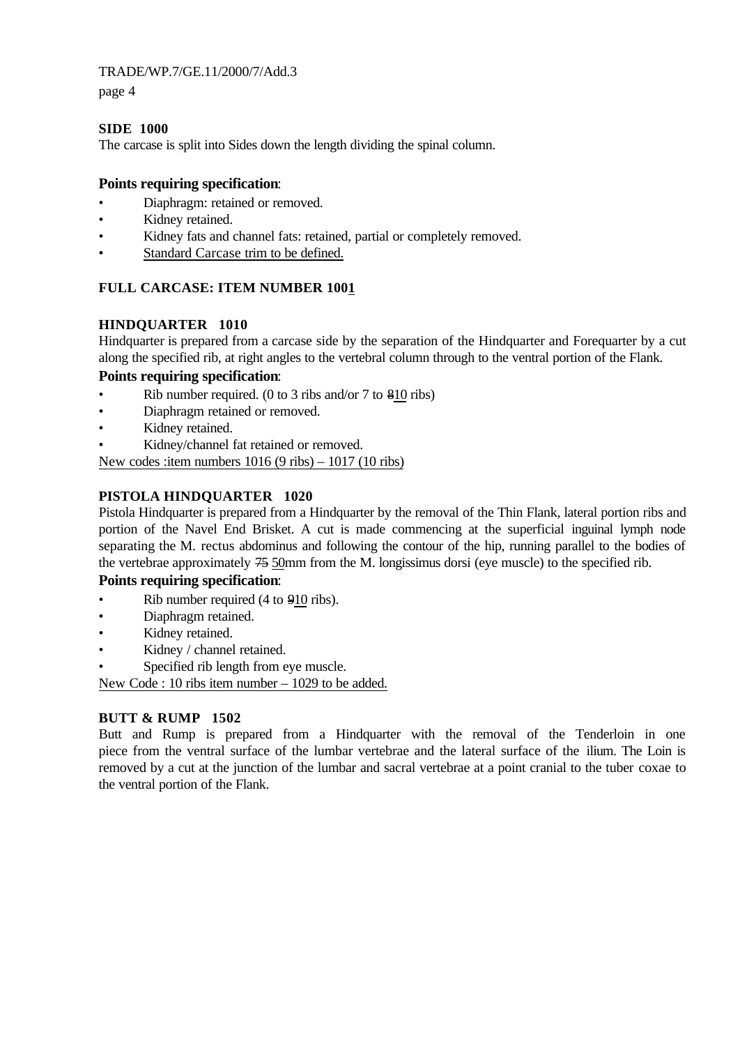**SIDE 1000**

The carcase is split into Sides down the length dividing the spinal column.

**Points requiring specification**:

- Diaphragm: retained or removed.
- Kidney retained.
- Kidney fats and channel fats: retained, partial or completely removed.
- Standard Carcase trim to be defined.

**FULL CARCASE: ITEM NUMBER 1001**

**HINDQUARTER 1010**

Hindquarter is prepared from a carcase side by the separation of the Hindquarter and Forequarter by a cut along the specified rib, at right angles to the vertebral column through to the ventral portion of the Flank.

**Points requiring specification**:

- Rib number required. (0 to 3 ribs and/or 7 to ~~8~~10 ribs)
- Diaphragm retained or removed.
- Kidney retained.
- Kidney/channel fat retained or removed.

New codes :item numbers 1016 (9 ribs) – 1017 (10 ribs)

**PISTOLA HINDQUARTER 1020**

Pistola Hindquarter is prepared from a Hindquarter by the removal of the Thin Flank, lateral portion ribs and portion of the Navel End Brisket. A cut is made commencing at the superficial inguinal lymph node separating the M. rectus abdominus and following the contour of the hip, running parallel to the bodies of the vertebrae approximately ~~75~~ 50mm from the M. longissimus dorsi (eye muscle) to the specified rib.

**Points requiring specification**:

- Rib number required (4 to ~~9~~10 ribs).
- Diaphragm retained.
- Kidney retained.
- Kidney / channel retained.
- Specified rib length from eye muscle.

New Code : 10 ribs item number – 1029 to be added.

**BUTT & RUMP 1502**

Butt and Rump is prepared from a Hindquarter with the removal of the Tenderloin in one piece from the ventral surface of the lumbar vertebrae and the lateral surface of the ilium. The Loin is removed by a cut at the junction of the lumbar and sacral vertebrae at a point cranial to the tuber coxae to the ventral portion of the Flank.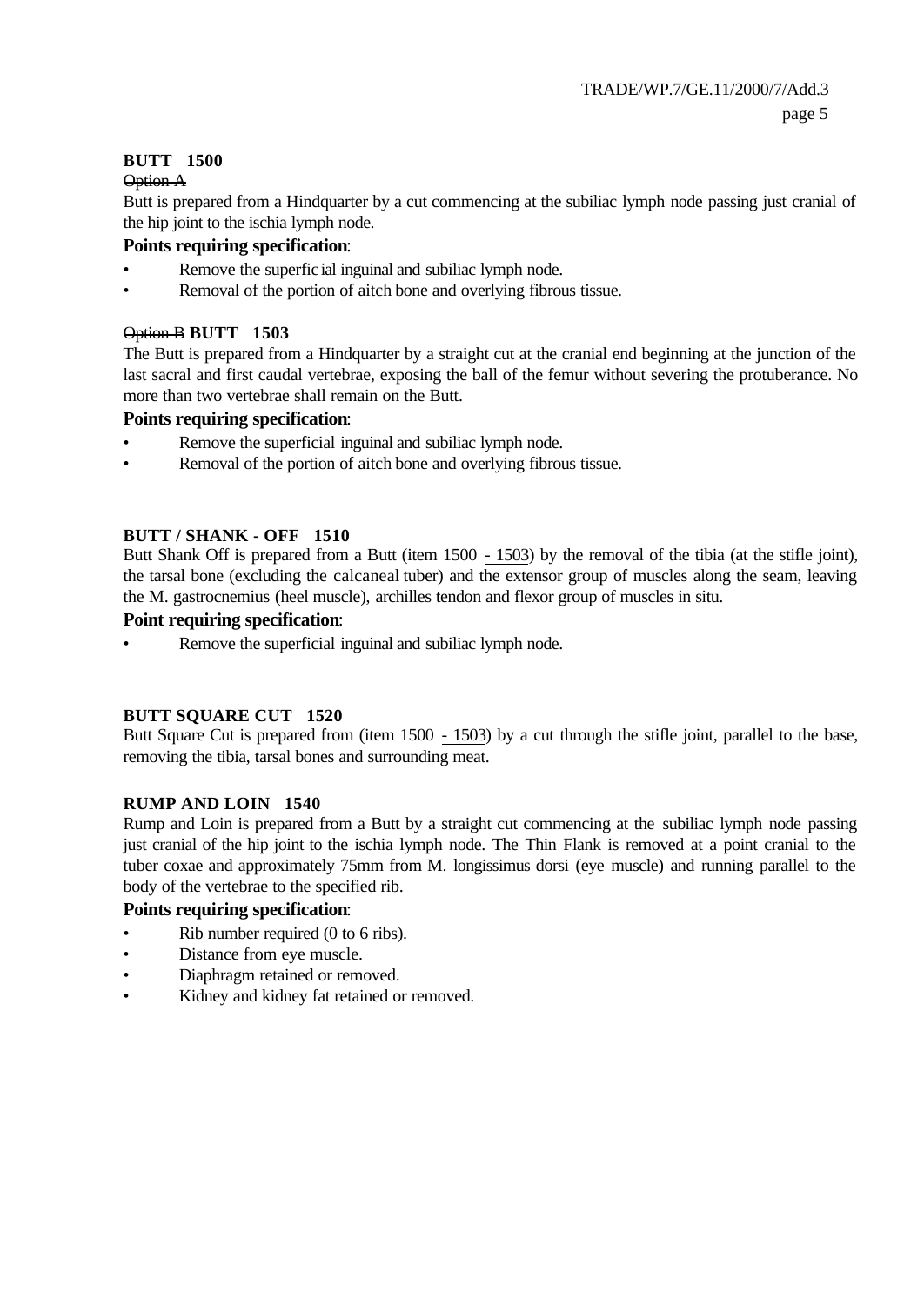**BUTT 1500**

~~Option A~~

Butt is prepared from a Hindquarter by a cut commencing at the subiliac lymph node passing just cranial of the hip joint to the ischia lymph node.

**Points requiring specification**:

- Remove the superficial inguinal and subiliac lymph node.
- Removal of the portion of aitch bone and overlying fibrous tissue.

~~Option B~~ **BUTT 1503**

The Butt is prepared from a Hindquarter by a straight cut at the cranial end beginning at the junction of the last sacral and first caudal vertebrae, exposing the ball of the femur without severing the protuberance. No more than two vertebrae shall remain on the Butt.

**Points requiring specification**:

- Remove the superficial inguinal and subiliac lymph node.
- Removal of the portion of aitch bone and overlying fibrous tissue.

**BUTT / SHANK - OFF 1510**

Butt Shank Off is prepared from a Butt (item 1500 - 1503) by the removal of the tibia (at the stifle joint), the tarsal bone (excluding the calcaneal tuber) and the extensor group of muscles along the seam, leaving the M. gastrocnemius (heel muscle), archilles tendon and flexor group of muscles in situ.

**Point requiring specification**:

- Remove the superficial inguinal and subiliac lymph node.

**BUTT SQUARE CUT 1520**

Butt Square Cut is prepared from (item 1500 - 1503) by a cut through the stifle joint, parallel to the base, removing the tibia, tarsal bones and surrounding meat.

**RUMP AND LOIN 1540**

Rump and Loin is prepared from a Butt by a straight cut commencing at the subiliac lymph node passing just cranial of the hip joint to the ischia lymph node. The Thin Flank is removed at a point cranial to the tuber coxae and approximately 75mm from M. longissimus dorsi (eye muscle) and running parallel to the body of the vertebrae to the specified rib.

**Points requiring specification**:

- Rib number required (0 to 6 ribs).
- Distance from eye muscle.
- Diaphragm retained or removed.
- Kidney and kidney fat retained or removed.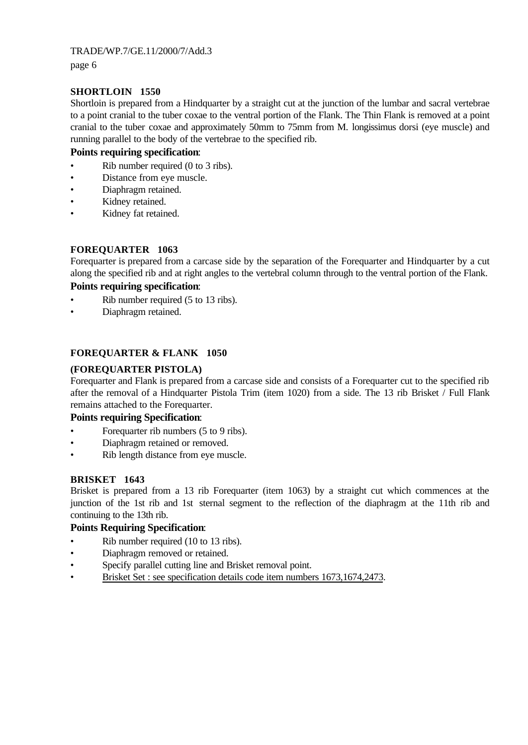### SHORTLOIN 1550

Shortloin is prepared from a Hindquarter by a straight cut at the junction of the lumbar and sacral vertebrae to a point cranial to the tuber coxae to the ventral portion of the Flank. The Thin Flank is removed at a point cranial to the tuber coxae and approximately 50mm to 75mm from M. longissimus dorsi (eye muscle) and running parallel to the body of the vertebrae to the specified rib.

**Points requiring specification**:

- Rib number required (0 to 3 ribs).
- Distance from eye muscle.
- Diaphragm retained.
- Kidney retained.
- Kidney fat retained.

### FOREQUARTER 1063

Forequarter is prepared from a carcase side by the separation of the Forequarter and Hindquarter by a cut along the specified rib and at right angles to the vertebral column through to the ventral portion of the Flank.

**Points requiring specification**:

- Rib number required (5 to 13 ribs).
- Diaphragm retained.

### FOREQUARTER & FLANK 1050

### (FOREQUARTER PISTOLA)

Forequarter and Flank is prepared from a carcase side and consists of a Forequarter cut to the specified rib after the removal of a Hindquarter Pistola Trim (item 1020) from a side. The 13 rib Brisket / Full Flank remains attached to the Forequarter.

**Points requiring Specification**:

- Forequarter rib numbers (5 to 9 ribs).
- Diaphragm retained or removed.
- Rib length distance from eye muscle.

### BRISKET 1643

Brisket is prepared from a 13 rib Forequarter (item 1063) by a straight cut which commences at the junction of the 1st rib and 1st sternal segment to the reflection of the diaphragm at the 11th rib and continuing to the 13th rib.

**Points Requiring Specification**:

- Rib number required (10 to 13 ribs).
- Diaphragm removed or retained.
- Specify parallel cutting line and Brisket removal point.
- Brisket Set : see specification details code item numbers 1673,1674,2473.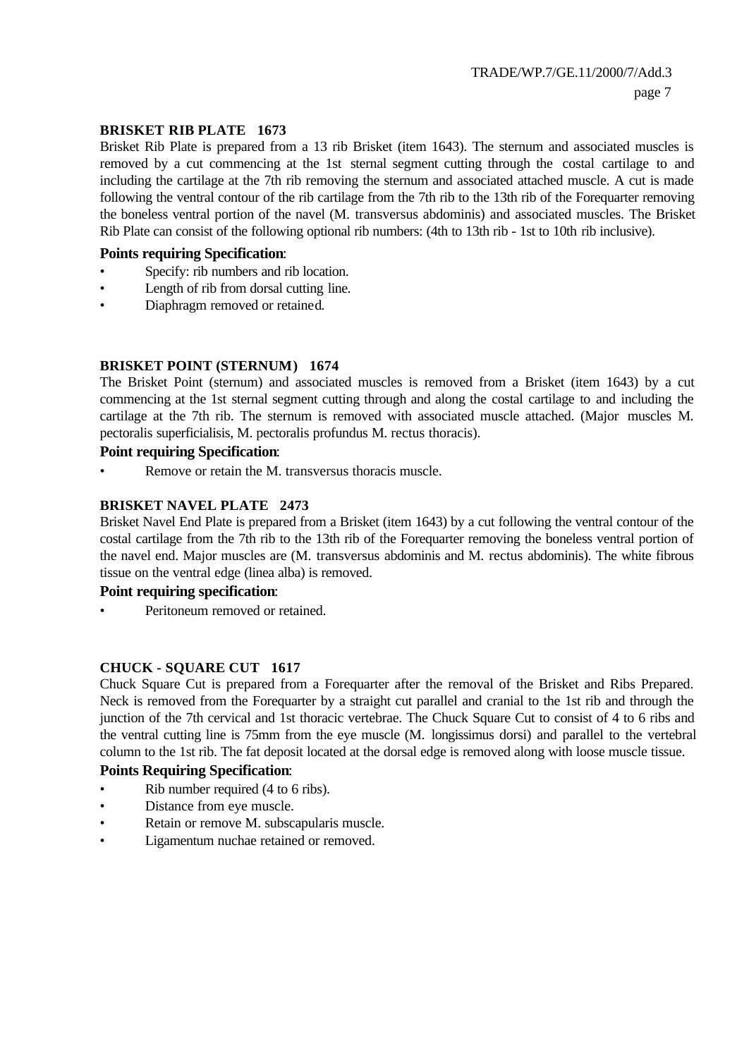**BRISKET RIB PLATE 1673**

Brisket Rib Plate is prepared from a 13 rib Brisket (item 1643). The sternum and associated muscles is removed by a cut commencing at the 1st sternal segment cutting through the costal cartilage to and including the cartilage at the 7th rib removing the sternum and associated attached muscle. A cut is made following the ventral contour of the rib cartilage from the 7th rib to the 13th rib of the Forequarter removing the boneless ventral portion of the navel (M. transversus abdominis) and associated muscles. The Brisket Rib Plate can consist of the following optional rib numbers: (4th to 13th rib - 1st to 10th rib inclusive).

**Points requiring Specification**:

- Specify: rib numbers and rib location.
- Length of rib from dorsal cutting line.
- Diaphragm removed or retained.

**BRISKET POINT (STERNUM) 1674**

The Brisket Point (sternum) and associated muscles is removed from a Brisket (item 1643) by a cut commencing at the 1st sternal segment cutting through and along the costal cartilage to and including the cartilage at the 7th rib. The sternum is removed with associated muscle attached. (Major muscles M. pectoralis superficialisis, M. pectoralis profundus M. rectus thoracis).

**Point requiring Specification**:

- Remove or retain the M. transversus thoracis muscle.

**BRISKET NAVEL PLATE 2473**

Brisket Navel End Plate is prepared from a Brisket (item 1643) by a cut following the ventral contour of the costal cartilage from the 7th rib to the 13th rib of the Forequarter removing the boneless ventral portion of the navel end. Major muscles are (M. transversus abdominis and M. rectus abdominis). The white fibrous tissue on the ventral edge (linea alba) is removed.

**Point requiring specification**:

- Peritoneum removed or retained.

**CHUCK - SQUARE CUT 1617**

Chuck Square Cut is prepared from a Forequarter after the removal of the Brisket and Ribs Prepared. Neck is removed from the Forequarter by a straight cut parallel and cranial to the 1st rib and through the junction of the 7th cervical and 1st thoracic vertebrae. The Chuck Square Cut to consist of 4 to 6 ribs and the ventral cutting line is 75mm from the eye muscle (M. longissimus dorsi) and parallel to the vertebral column to the 1st rib. The fat deposit located at the dorsal edge is removed along with loose muscle tissue.

**Points Requiring Specification**:

- Rib number required (4 to 6 ribs).
- Distance from eye muscle.
- Retain or remove M. subscapularis muscle.
- Ligamentum nuchae retained or removed.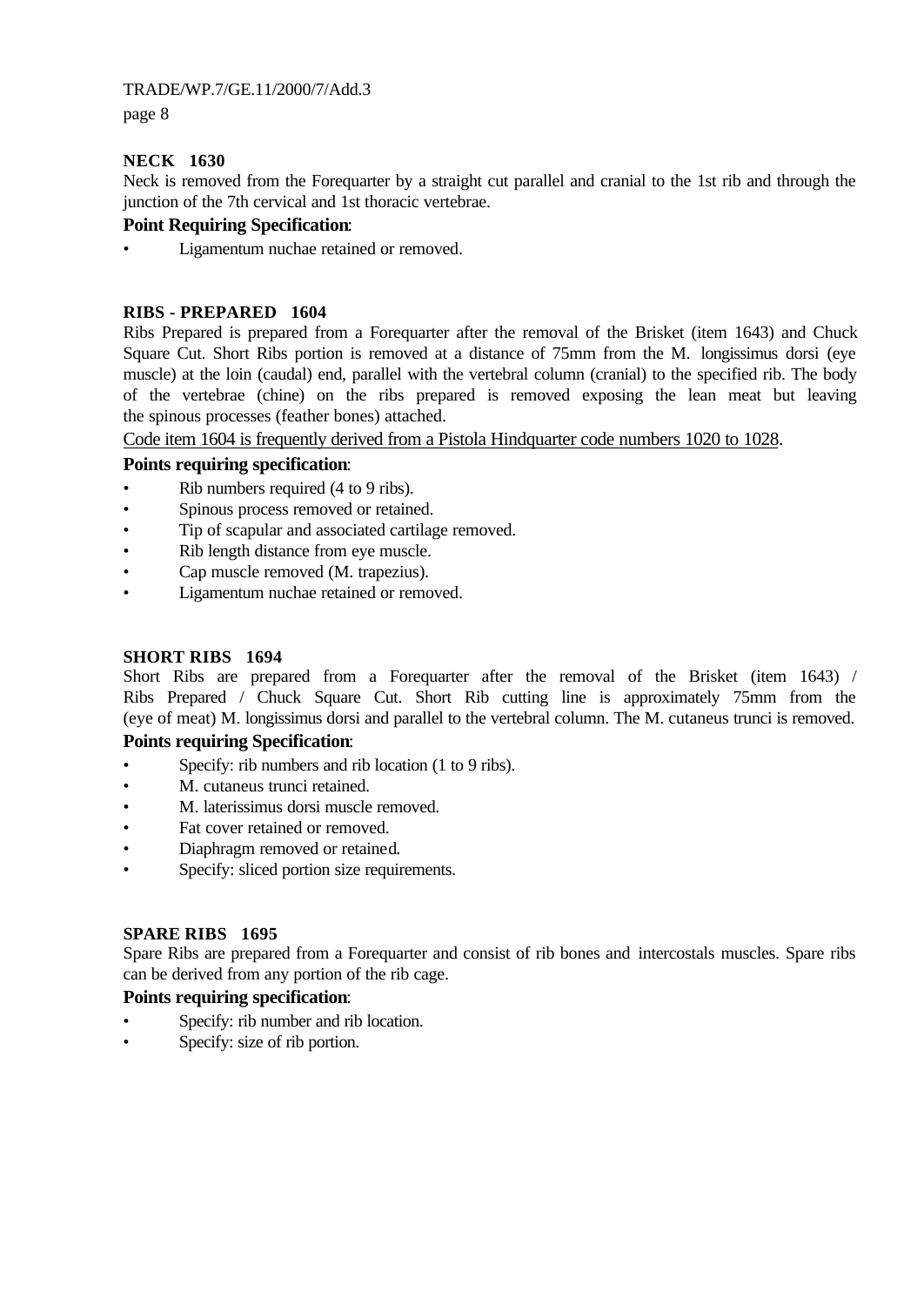### NECK 1630

Neck is removed from the Forequarter by a straight cut parallel and cranial to the 1st rib and through the junction of the 7th cervical and 1st thoracic vertebrae.

**Point Requiring Specification**:

- Ligamentum nuchae retained or removed.

### RIBS - PREPARED 1604

Ribs Prepared is prepared from a Forequarter after the removal of the Brisket (item 1643) and Chuck Square Cut. Short Ribs portion is removed at a distance of 75mm from the M. longissimus dorsi (eye muscle) at the loin (caudal) end, parallel with the vertebral column (cranial) to the specified rib. The body of the vertebrae (chine) on the ribs prepared is removed exposing the lean meat but leaving the spinous processes (feather bones) attached.

Code item 1604 is frequently derived from a Pistola Hindquarter code numbers 1020 to 1028.

**Points requiring specification**:

- Rib numbers required (4 to 9 ribs).
- Spinous process removed or retained.
- Tip of scapular and associated cartilage removed.
- Rib length distance from eye muscle.
- Cap muscle removed (M. trapezius).
- Ligamentum nuchae retained or removed.

### SHORT RIBS 1694

Short Ribs are prepared from a Forequarter after the removal of the Brisket (item 1643) / Ribs Prepared / Chuck Square Cut. Short Rib cutting line is approximately 75mm from the (eye of meat) M. longissimus dorsi and parallel to the vertebral column. The M. cutaneus trunci is removed.

**Points requiring Specification**:

- Specify: rib numbers and rib location (1 to 9 ribs).
- M. cutaneus trunci retained.
- M. laterissimus dorsi muscle removed.
- Fat cover retained or removed.
- Diaphragm removed or retained.
- Specify: sliced portion size requirements.

### SPARE RIBS 1695

Spare Ribs are prepared from a Forequarter and consist of rib bones and intercostals muscles. Spare ribs can be derived from any portion of the rib cage.

**Points requiring specification**:

- Specify: rib number and rib location.
- Specify: size of rib portion.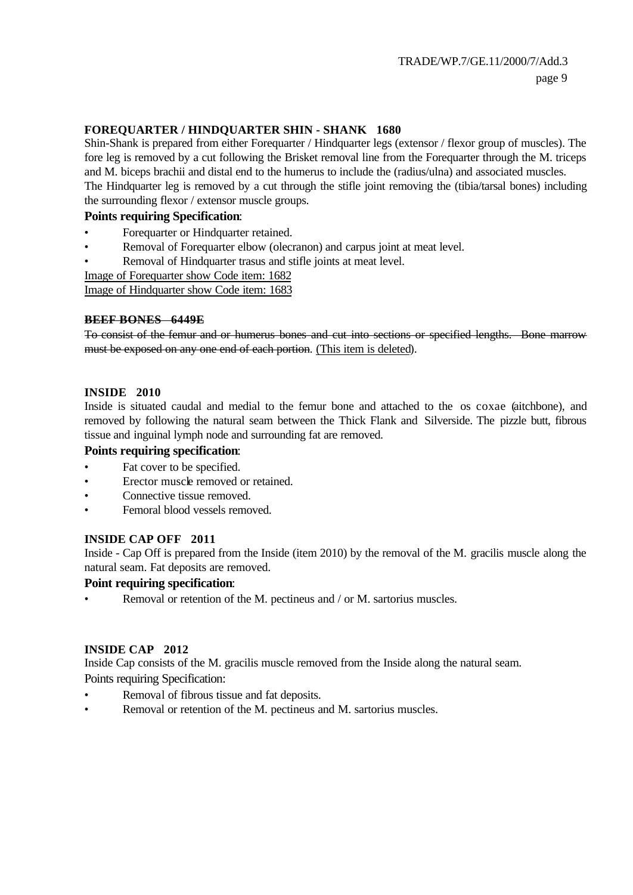### FOREQUARTER / HINDQUARTER SHIN - SHANK 1680

Shin-Shank is prepared from either Forequarter / Hindquarter legs (extensor / flexor group of muscles). The fore leg is removed by a cut following the Brisket removal line from the Forequarter through the M. triceps and M. biceps brachii and distal end to the humerus to include the (radius/ulna) and associated muscles.
The Hindquarter leg is removed by a cut through the stifle joint removing the (tibia/tarsal bones) including the surrounding flexor / extensor muscle groups.

**Points requiring Specification**:

- Forequarter or Hindquarter retained.
- Removal of Forequarter elbow (olecranon) and carpus joint at meat level.
- Removal of Hindquarter trasus and stifle joints at meat level.

<u>Image of Forequarter show Code item: 1682</u>
<u>Image of Hindquarter show Code item: 1683</u>

### ~~BEEF BONES 6449E~~

~~To consist of the femur and or humerus bones and cut into sections or specified lengths. Bone marrow must be exposed on any one end of each portion~~. <u>(This item is deleted</u>).

### INSIDE 2010

Inside is situated caudal and medial to the femur bone and attached to the os coxae (aitchbone), and removed by following the natural seam between the Thick Flank and Silverside. The pizzle butt, fibrous tissue and inguinal lymph node and surrounding fat are removed.

**Points requiring specification**:

- Fat cover to be specified.
- Erector muscle removed or retained.
- Connective tissue removed.
- Femoral blood vessels removed.

### INSIDE CAP OFF 2011

Inside - Cap Off is prepared from the Inside (item 2010) by the removal of the M. gracilis muscle along the natural seam. Fat deposits are removed.

**Point requiring specification**:

- Removal or retention of the M. pectineus and / or M. sartorius muscles.

### INSIDE CAP 2012

Inside Cap consists of the M. gracilis muscle removed from the Inside along the natural seam.

Points requiring Specification:

- Removal of fibrous tissue and fat deposits.
- Removal or retention of the M. pectineus and M. sartorius muscles.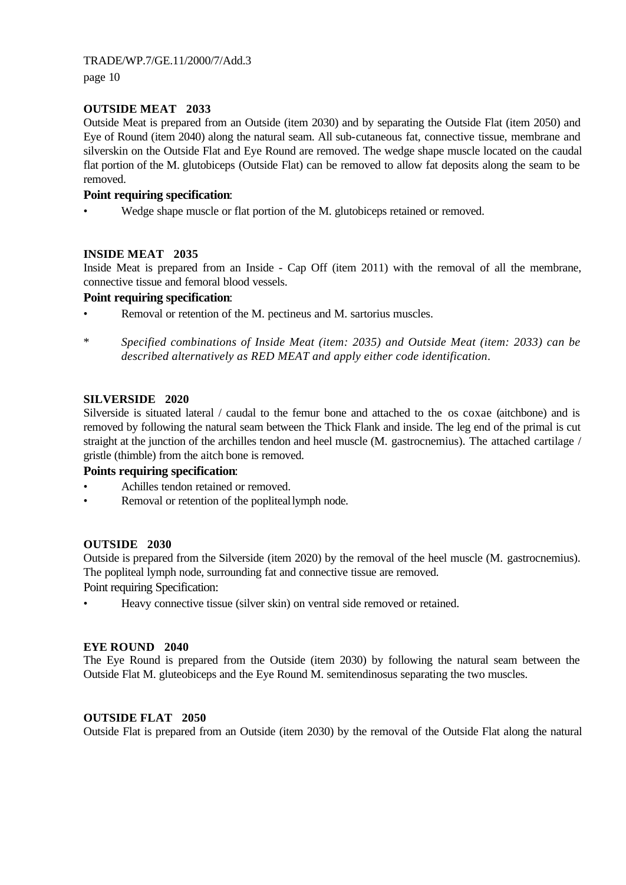**OUTSIDE MEAT   2033**

Outside Meat is prepared from an Outside (item 2030) and by separating the Outside Flat (item 2050) and Eye of Round (item 2040) along the natural seam. All sub-cutaneous fat, connective tissue, membrane and silverskin on the Outside Flat and Eye Round are removed. The wedge shape muscle located on the caudal flat portion of the M. glutobiceps (Outside Flat) can be removed to allow fat deposits along the seam to be removed.

**Point requiring specification**:

- Wedge shape muscle or flat portion of the M. glutobiceps retained or removed.

**INSIDE MEAT   2035**

Inside Meat is prepared from an Inside - Cap Off (item 2011) with the removal of all the membrane, connective tissue and femoral blood vessels.

**Point requiring specification**:

- Removal or retention of the M. pectineus and M. sartorius muscles.

\*   *Specified combinations of Inside Meat (item: 2035) and Outside Meat (item: 2033) can be described alternatively as RED MEAT and apply either code identification.*

**SILVERSIDE   2020**

Silverside is situated lateral / caudal to the femur bone and attached to the os coxae (aitchbone) and is removed by following the natural seam between the Thick Flank and inside. The leg end of the primal is cut straight at the junction of the archilles tendon and heel muscle (M. gastrocnemius). The attached cartilage / gristle (thimble) from the aitch bone is removed.

**Points requiring specification**:

- Achilles tendon retained or removed.
- Removal or retention of the popliteal lymph node.

**OUTSIDE   2030**

Outside is prepared from the Silverside (item 2020) by the removal of the heel muscle (M. gastrocnemius). The popliteal lymph node, surrounding fat and connective tissue are removed.

Point requiring Specification:

- Heavy connective tissue (silver skin) on ventral side removed or retained.

**EYE ROUND   2040**

The Eye Round is prepared from the Outside (item 2030) by following the natural seam between the Outside Flat M. gluteobiceps and the Eye Round M. semitendinosus separating the two muscles.

**OUTSIDE FLAT   2050**

Outside Flat is prepared from an Outside (item 2030) by the removal of the Outside Flat along the natural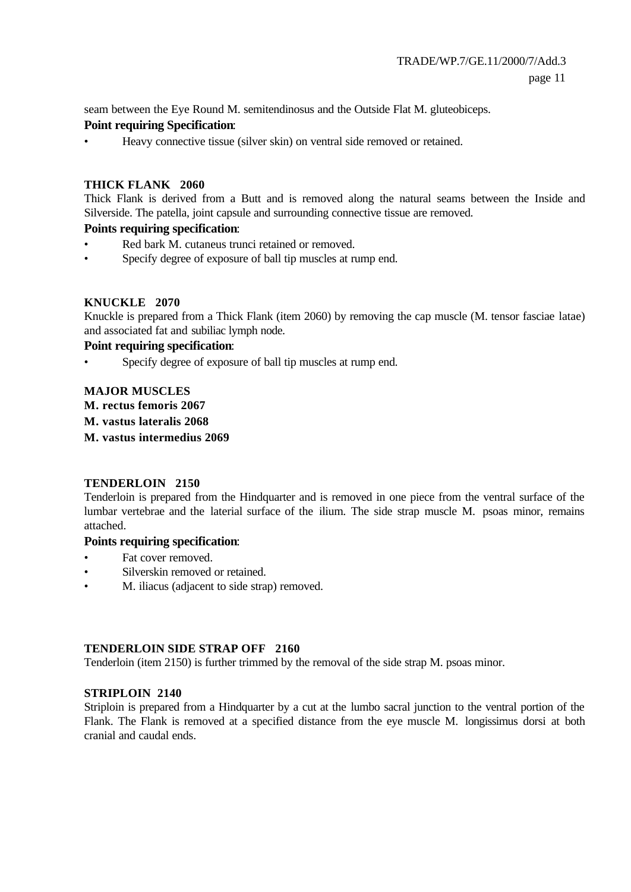seam between the Eye Round M. semitendinosus and the Outside Flat M. gluteobiceps.

**Point requiring Specification**:

- Heavy connective tissue (silver skin) on ventral side removed or retained.

**THICK FLANK 2060**

Thick Flank is derived from a Butt and is removed along the natural seams between the Inside and Silverside. The patella, joint capsule and surrounding connective tissue are removed.

**Points requiring specification**:

- Red bark M. cutaneus trunci retained or removed.
- Specify degree of exposure of ball tip muscles at rump end.

**KNUCKLE 2070**

Knuckle is prepared from a Thick Flank (item 2060) by removing the cap muscle (M. tensor fasciae latae) and associated fat and subiliac lymph node.

**Point requiring specification**:

- Specify degree of exposure of ball tip muscles at rump end.

**MAJOR MUSCLES**

**M. rectus femoris 2067**

**M. vastus lateralis 2068**

**M. vastus intermedius 2069**

**TENDERLOIN 2150**

Tenderloin is prepared from the Hindquarter and is removed in one piece from the ventral surface of the lumbar vertebrae and the laterial surface of the ilium. The side strap muscle M. psoas minor, remains attached.

**Points requiring specification**:

- Fat cover removed.
- Silverskin removed or retained.
- M. iliacus (adjacent to side strap) removed.

**TENDERLOIN SIDE STRAP OFF 2160**

Tenderloin (item 2150) is further trimmed by the removal of the side strap M. psoas minor.

**STRIPLOIN 2140**

Striploin is prepared from a Hindquarter by a cut at the lumbo sacral junction to the ventral portion of the Flank. The Flank is removed at a specified distance from the eye muscle M. longissimus dorsi at both cranial and caudal ends.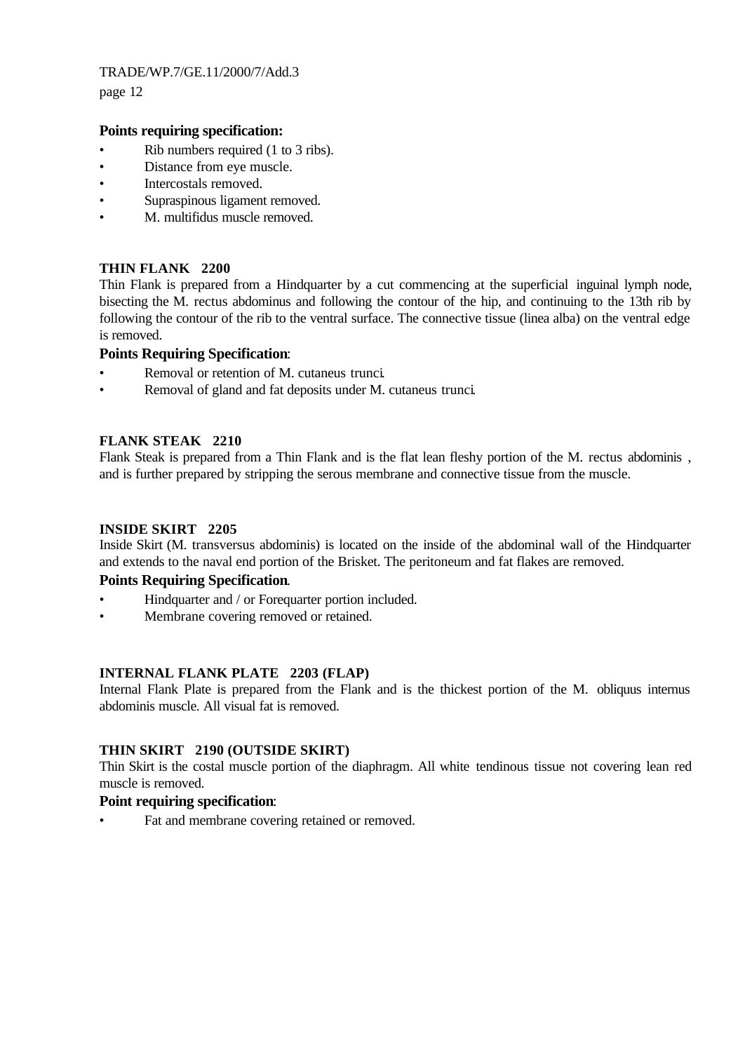**Points requiring specification:**

- Rib numbers required (1 to 3 ribs).
- Distance from eye muscle.
- Intercostals removed.
- Supraspinous ligament removed.
- M. multifidus muscle removed.

### THIN FLANK 2200

Thin Flank is prepared from a Hindquarter by a cut commencing at the superficial inguinal lymph node, bisecting the M. rectus abdominus and following the contour of the hip, and continuing to the 13th rib by following the contour of the rib to the ventral surface. The connective tissue (linea alba) on the ventral edge is removed.

**Points Requiring Specification**:

- Removal or retention of M. cutaneus trunci.
- Removal of gland and fat deposits under M. cutaneus trunci.

### FLANK STEAK 2210

Flank Steak is prepared from a Thin Flank and is the flat lean fleshy portion of the M. rectus abdominis , and is further prepared by stripping the serous membrane and connective tissue from the muscle.

### INSIDE SKIRT 2205

Inside Skirt (M. transversus abdominis) is located on the inside of the abdominal wall of the Hindquarter and extends to the naval end portion of the Brisket. The peritoneum and fat flakes are removed.

**Points Requiring Specification**.

- Hindquarter and / or Forequarter portion included.
- Membrane covering removed or retained.

### INTERNAL FLANK PLATE 2203 (FLAP)

Internal Flank Plate is prepared from the Flank and is the thickest portion of the M. obliquus internus abdominis muscle. All visual fat is removed.

### THIN SKIRT 2190 (OUTSIDE SKIRT)

Thin Skirt is the costal muscle portion of the diaphragm. All white tendinous tissue not covering lean red muscle is removed.

**Point requiring specification**:

- Fat and membrane covering retained or removed.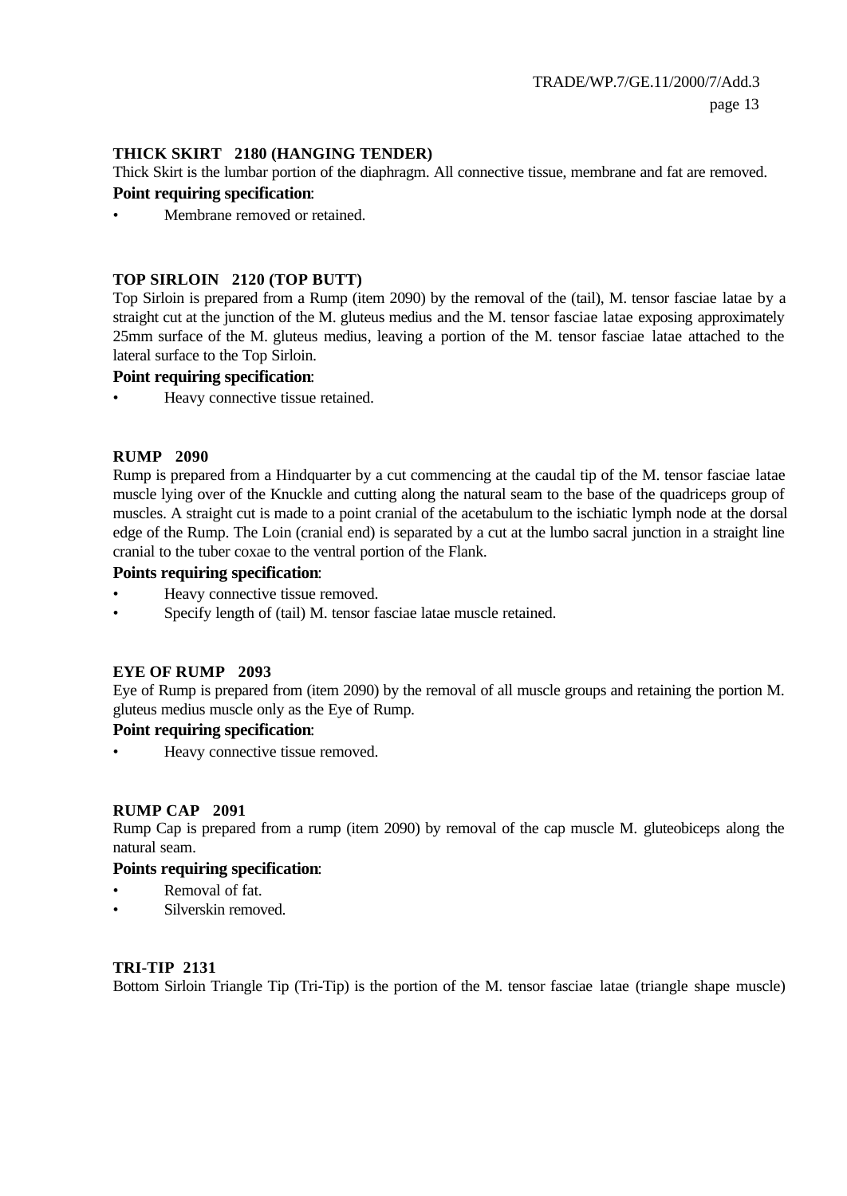**THICK SKIRT 2180 (HANGING TENDER)**

Thick Skirt is the lumbar portion of the diaphragm. All connective tissue, membrane and fat are removed.

**Point requiring specification**:

- Membrane removed or retained.

**TOP SIRLOIN 2120 (TOP BUTT)**

Top Sirloin is prepared from a Rump (item 2090) by the removal of the (tail), M. tensor fasciae latae by a straight cut at the junction of the M. gluteus medius and the M. tensor fasciae latae exposing approximately 25mm surface of the M. gluteus medius, leaving a portion of the M. tensor fasciae latae attached to the lateral surface to the Top Sirloin.

**Point requiring specification**:

- Heavy connective tissue retained.

**RUMP 2090**

Rump is prepared from a Hindquarter by a cut commencing at the caudal tip of the M. tensor fasciae latae muscle lying over of the Knuckle and cutting along the natural seam to the base of the quadriceps group of muscles. A straight cut is made to a point cranial of the acetabulum to the ischiatic lymph node at the dorsal edge of the Rump. The Loin (cranial end) is separated by a cut at the lumbo sacral junction in a straight line cranial to the tuber coxae to the ventral portion of the Flank.

**Points requiring specification**:

- Heavy connective tissue removed.
- Specify length of (tail) M. tensor fasciae latae muscle retained.

**EYE OF RUMP 2093**

Eye of Rump is prepared from (item 2090) by the removal of all muscle groups and retaining the portion M. gluteus medius muscle only as the Eye of Rump.

**Point requiring specification**:

- Heavy connective tissue removed.

**RUMP CAP 2091**

Rump Cap is prepared from a rump (item 2090) by removal of the cap muscle M. gluteobiceps along the natural seam.

**Points requiring specification**:

- Removal of fat.
- Silverskin removed.

**TRI-TIP 2131**

Bottom Sirloin Triangle Tip (Tri-Tip) is the portion of the M. tensor fasciae latae (triangle shape muscle)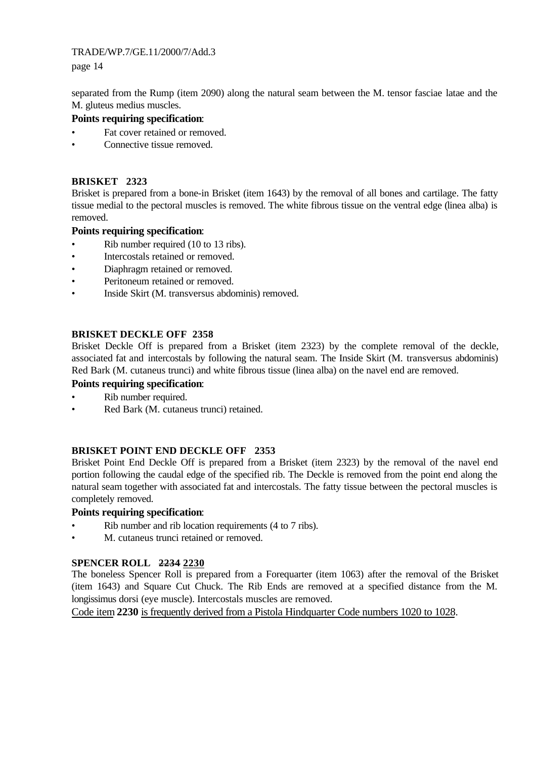separated from the Rump (item 2090) along the natural seam between the M. tensor fasciae latae and the M. gluteus medius muscles.

**Points requiring specification**:

- Fat cover retained or removed.
- Connective tissue removed.

**BRISKET 2323**

Brisket is prepared from a bone-in Brisket (item 1643) by the removal of all bones and cartilage. The fatty tissue medial to the pectoral muscles is removed. The white fibrous tissue on the ventral edge (linea alba) is removed.

**Points requiring specification**:

- Rib number required (10 to 13 ribs).
- Intercostals retained or removed.
- Diaphragm retained or removed.
- Peritoneum retained or removed.
- Inside Skirt (M. transversus abdominis) removed.

**BRISKET DECKLE OFF 2358**

Brisket Deckle Off is prepared from a Brisket (item 2323) by the complete removal of the deckle, associated fat and intercostals by following the natural seam. The Inside Skirt (M. transversus abdominis) Red Bark (M. cutaneus trunci) and white fibrous tissue (linea alba) on the navel end are removed.

**Points requiring specification**:

- Rib number required.
- Red Bark (M. cutaneus trunci) retained.

**BRISKET POINT END DECKLE OFF 2353**

Brisket Point End Deckle Off is prepared from a Brisket (item 2323) by the removal of the navel end portion following the caudal edge of the specified rib. The Deckle is removed from the point end along the natural seam together with associated fat and intercostals. The fatty tissue between the pectoral muscles is completely removed.

**Points requiring specification**:

- Rib number and rib location requirements (4 to 7 ribs).
- M. cutaneus trunci retained or removed.

**SPENCER ROLL ~~2234~~ 2230**

The boneless Spencer Roll is prepared from a Forequarter (item 1063) after the removal of the Brisket (item 1643) and Square Cut Chuck. The Rib Ends are removed at a specified distance from the M. longissimus dorsi (eye muscle). Intercostals muscles are removed.

Code item **2230** is frequently derived from a Pistola Hindquarter Code numbers 1020 to 1028.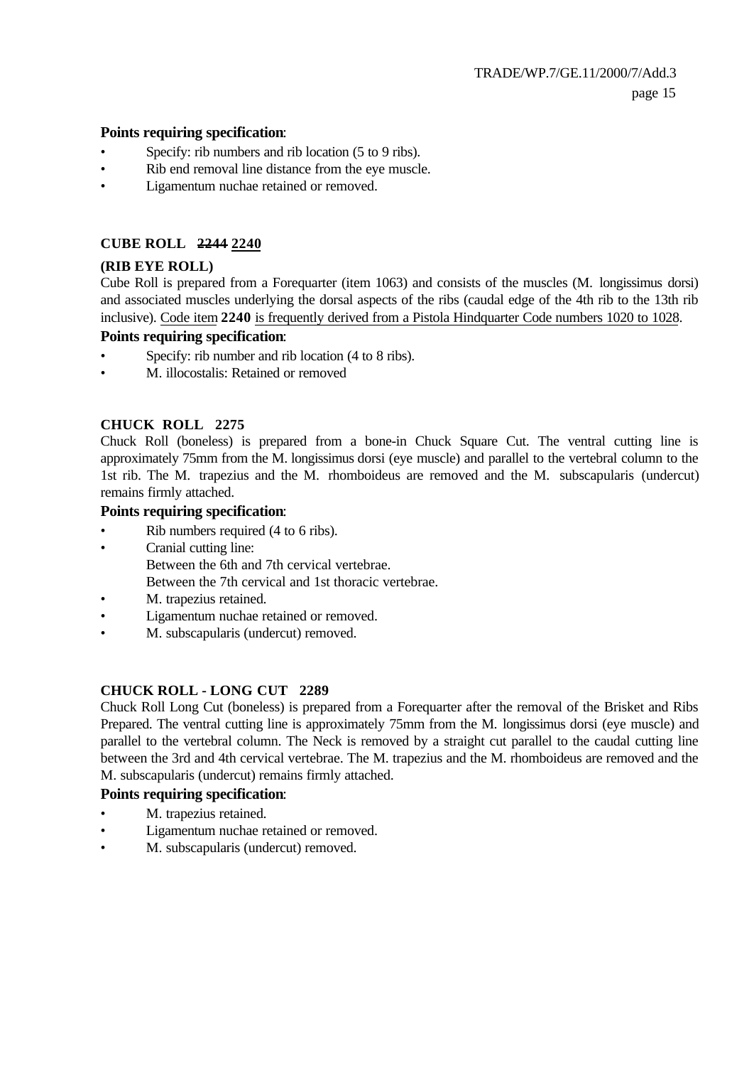**Points requiring specification**:

- Specify: rib numbers and rib location (5 to 9 ribs).
- Rib end removal line distance from the eye muscle.
- Ligamentum nuchae retained or removed.

### CUBE ROLL ~~2244~~ 2240

### (RIB EYE ROLL)

Cube Roll is prepared from a Forequarter (item 1063) and consists of the muscles (M. longissimus dorsi) and associated muscles underlying the dorsal aspects of the ribs (caudal edge of the 4th rib to the 13th rib inclusive). Code item **2240** is frequently derived from a Pistola Hindquarter Code numbers 1020 to 1028.

**Points requiring specification**:

- Specify: rib number and rib location (4 to 8 ribs).
- M. illocostalis: Retained or removed

### CHUCK ROLL 2275

Chuck Roll (boneless) is prepared from a bone-in Chuck Square Cut. The ventral cutting line is approximately 75mm from the M. longissimus dorsi (eye muscle) and parallel to the vertebral column to the 1st rib. The M. trapezius and the M. rhomboideus are removed and the M. subscapularis (undercut) remains firmly attached.

**Points requiring specification**:

- Rib numbers required (4 to 6 ribs).
- Cranial cutting line:
  Between the 6th and 7th cervical vertebrae.
  Between the 7th cervical and 1st thoracic vertebrae.
- M. trapezius retained.
- Ligamentum nuchae retained or removed.
- M. subscapularis (undercut) removed.

### CHUCK ROLL - LONG CUT 2289

Chuck Roll Long Cut (boneless) is prepared from a Forequarter after the removal of the Brisket and Ribs Prepared. The ventral cutting line is approximately 75mm from the M. longissimus dorsi (eye muscle) and parallel to the vertebral column. The Neck is removed by a straight cut parallel to the caudal cutting line between the 3rd and 4th cervical vertebrae. The M. trapezius and the M. rhomboideus are removed and the M. subscapularis (undercut) remains firmly attached.

**Points requiring specification**:

- M. trapezius retained.
- Ligamentum nuchae retained or removed.
- M. subscapularis (undercut) removed.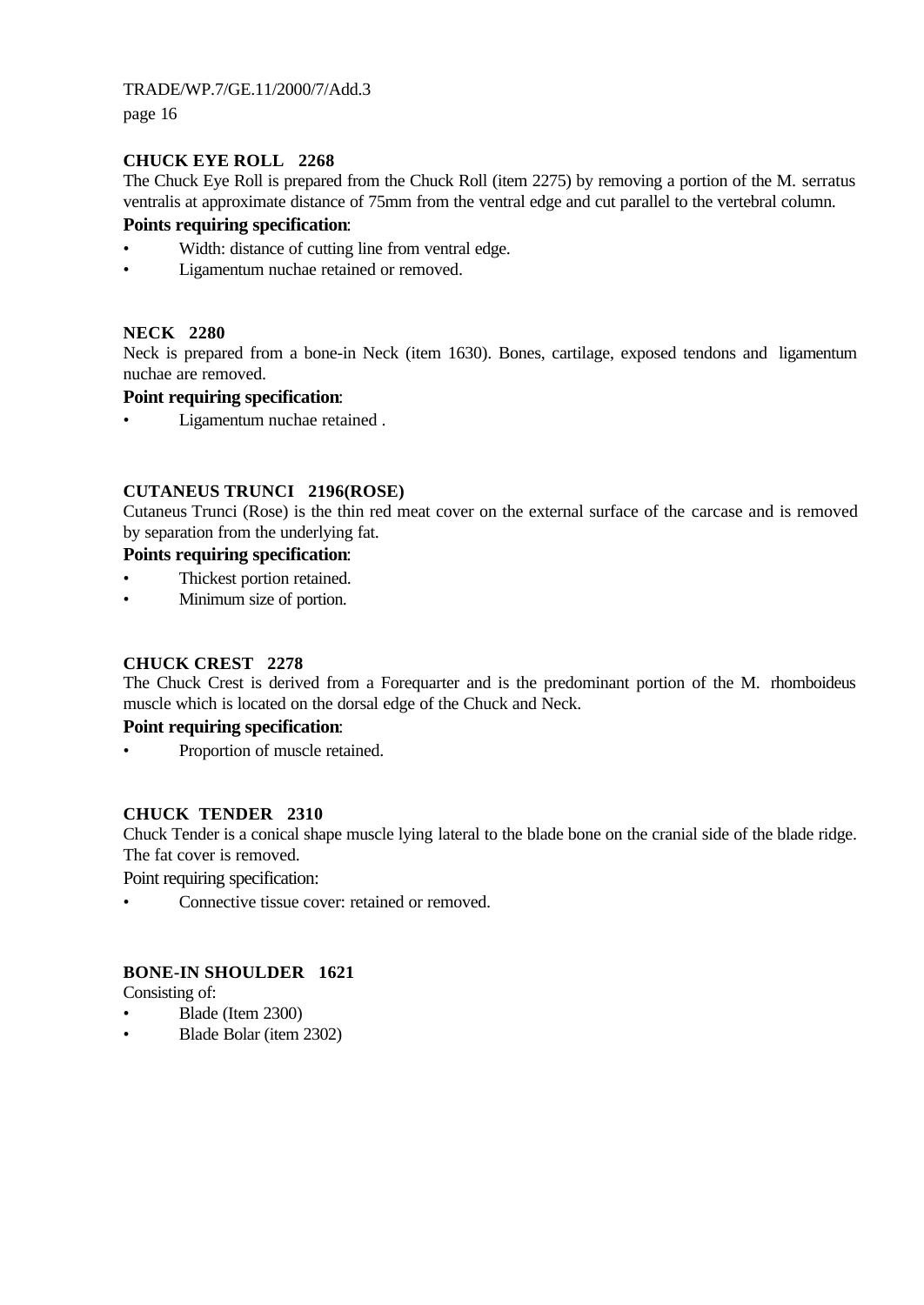**CHUCK EYE ROLL 2268**

The Chuck Eye Roll is prepared from the Chuck Roll (item 2275) by removing a portion of the M. serratus ventralis at approximate distance of 75mm from the ventral edge and cut parallel to the vertebral column.

**Points requiring specification**:

- Width: distance of cutting line from ventral edge.
- Ligamentum nuchae retained or removed.

**NECK 2280**

Neck is prepared from a bone-in Neck (item 1630). Bones, cartilage, exposed tendons and ligamentum nuchae are removed.

**Point requiring specification**:

- Ligamentum nuchae retained .

**CUTANEUS TRUNCI 2196(ROSE)**

Cutaneus Trunci (Rose) is the thin red meat cover on the external surface of the carcase and is removed by separation from the underlying fat.

**Points requiring specification**:

- Thickest portion retained.
- Minimum size of portion.

**CHUCK CREST 2278**

The Chuck Crest is derived from a Forequarter and is the predominant portion of the M. rhomboideus muscle which is located on the dorsal edge of the Chuck and Neck.

**Point requiring specification**:

- Proportion of muscle retained.

**CHUCK TENDER 2310**

Chuck Tender is a conical shape muscle lying lateral to the blade bone on the cranial side of the blade ridge. The fat cover is removed.

Point requiring specification:

- Connective tissue cover: retained or removed.

**BONE-IN SHOULDER 1621**

Consisting of:

- Blade (Item 2300)
- Blade Bolar (item 2302)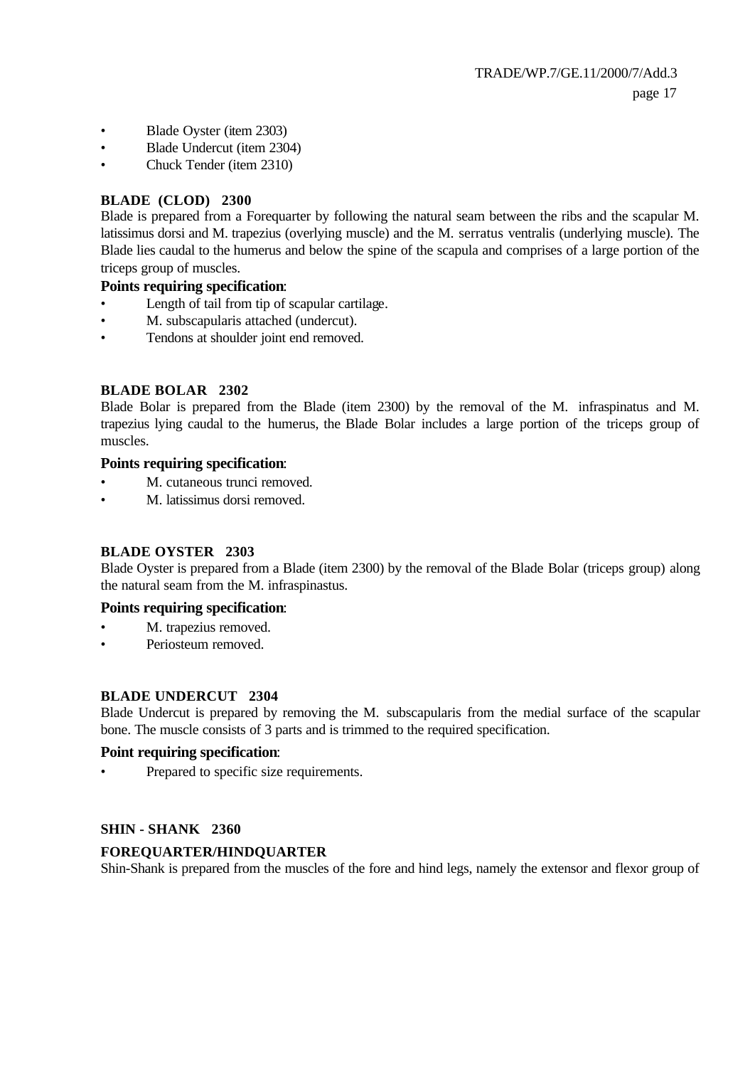- Blade Oyster (item 2303)
- Blade Undercut (item 2304)
- Chuck Tender (item 2310)

**BLADE (CLOD) 2300**

Blade is prepared from a Forequarter by following the natural seam between the ribs and the scapular M. latissimus dorsi and M. trapezius (overlying muscle) and the M. serratus ventralis (underlying muscle). The Blade lies caudal to the humerus and below the spine of the scapula and comprises of a large portion of the triceps group of muscles.

**Points requiring specification**:

- Length of tail from tip of scapular cartilage.
- M. subscapularis attached (undercut).
- Tendons at shoulder joint end removed.

**BLADE BOLAR 2302**

Blade Bolar is prepared from the Blade (item 2300) by the removal of the M. infraspinatus and M. trapezius lying caudal to the humerus, the Blade Bolar includes a large portion of the triceps group of muscles.

**Points requiring specification**:

- M. cutaneous trunci removed.
- M. latissimus dorsi removed.

**BLADE OYSTER 2303**

Blade Oyster is prepared from a Blade (item 2300) by the removal of the Blade Bolar (triceps group) along the natural seam from the M. infraspinastus.

**Points requiring specification**:

- M. trapezius removed.
- Periosteum removed.

**BLADE UNDERCUT 2304**

Blade Undercut is prepared by removing the M. subscapularis from the medial surface of the scapular bone. The muscle consists of 3 parts and is trimmed to the required specification.

**Point requiring specification**:

- Prepared to specific size requirements.

**SHIN - SHANK 2360**

**FOREQUARTER/HINDQUARTER**

Shin-Shank is prepared from the muscles of the fore and hind legs, namely the extensor and flexor group of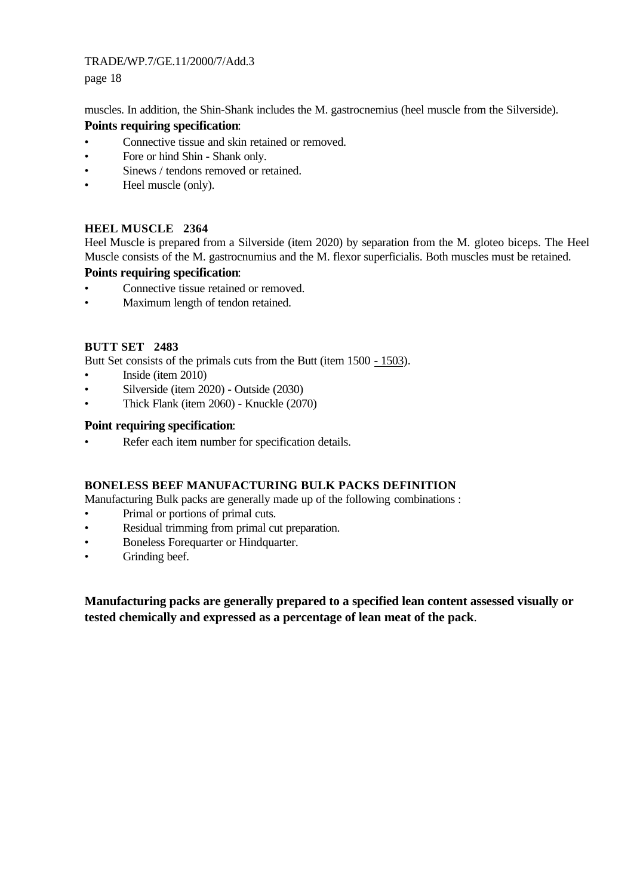muscles. In addition, the Shin-Shank includes the M. gastrocnemius (heel muscle from the Silverside).

**Points requiring specification**:

- Connective tissue and skin retained or removed.
- Fore or hind Shin - Shank only.
- Sinews / tendons removed or retained.
- Heel muscle (only).

**HEEL MUSCLE 2364**

Heel Muscle is prepared from a Silverside (item 2020) by separation from the M. gloteo biceps. The Heel Muscle consists of the M. gastrocnumius and the M. flexor superficialis. Both muscles must be retained.

**Points requiring specification**:

- Connective tissue retained or removed.
- Maximum length of tendon retained.

**BUTT SET 2483**

Butt Set consists of the primals cuts from the Butt (item 1500 - 1503).

- Inside (item 2010)
- Silverside (item 2020) - Outside (2030)
- Thick Flank (item 2060) - Knuckle (2070)

**Point requiring specification**:

- Refer each item number for specification details.

**BONELESS BEEF MANUFACTURING BULK PACKS DEFINITION**

Manufacturing Bulk packs are generally made up of the following combinations :

- Primal or portions of primal cuts.
- Residual trimming from primal cut preparation.
- Boneless Forequarter or Hindquarter.
- Grinding beef.

**Manufacturing packs are generally prepared to a specified lean content assessed visually or tested chemically and expressed as a percentage of lean meat of the pack**.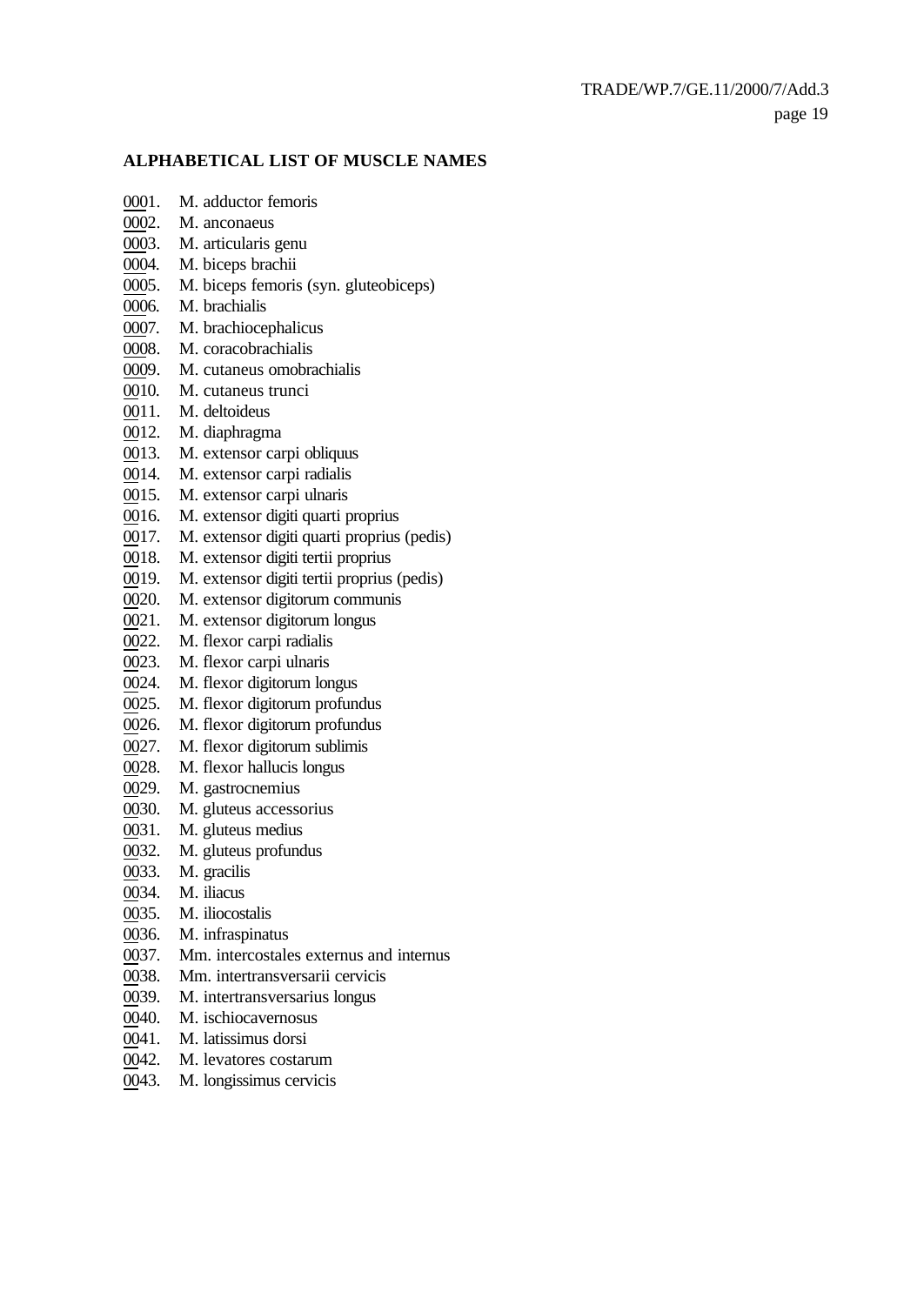## ALPHABETICAL LIST OF MUSCLE NAMES

0001. M. adductor femoris
0002. M. anconaeus
0003. M. articularis genu
0004. M. biceps brachii
0005. M. biceps femoris (syn. gluteobiceps)
0006. M. brachialis
0007. M. brachiocephalicus
0008. M. coracobrachialis
0009. M. cutaneus omobrachialis
0010. M. cutaneus trunci
0011. M. deltoideus
0012. M. diaphragma
0013. M. extensor carpi obliquus
0014. M. extensor carpi radialis
0015. M. extensor carpi ulnaris
0016. M. extensor digiti quarti proprius
0017. M. extensor digiti quarti proprius (pedis)
0018. M. extensor digiti tertii proprius
0019. M. extensor digiti tertii proprius (pedis)
0020. M. extensor digitorum communis
0021. M. extensor digitorum longus
0022. M. flexor carpi radialis
0023. M. flexor carpi ulnaris
0024. M. flexor digitorum longus
0025. M. flexor digitorum profundus
0026. M. flexor digitorum profundus
0027. M. flexor digitorum sublimis
0028. M. flexor hallucis longus
0029. M. gastrocnemius
0030. M. gluteus accessorius
0031. M. gluteus medius
0032. M. gluteus profundus
0033. M. gracilis
0034. M. iliacus
0035. M. iliocostalis
0036. M. infraspinatus
0037. Mm. intercostales externus and internus
0038. Mm. intertransversarii cervicis
0039. M. intertransversarius longus
0040. M. ischiocavernosus
0041. M. latissimus dorsi
0042. M. levatores costarum
0043. M. longissimus cervicis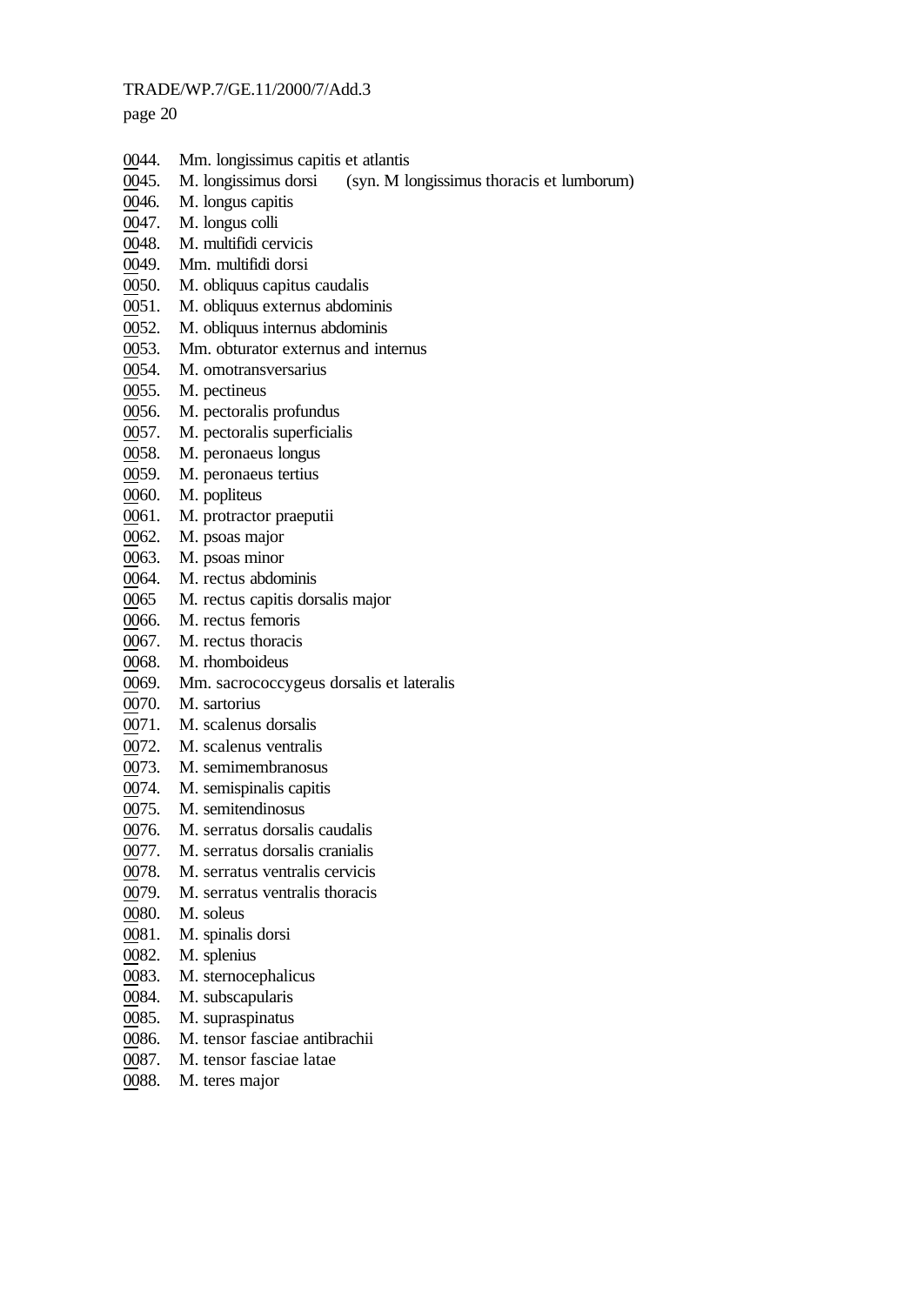<u>00</u>44. Mm. longissimus capitis et atlantis
<u>00</u>45. M. longissimus dorsi (syn. M longissimus thoracis et lumborum)
<u>00</u>46. M. longus capitis
<u>00</u>47. M. longus colli
<u>00</u>48. M. multifidi cervicis
<u>00</u>49. Mm. multifidi dorsi
<u>00</u>50. M. obliquus capitus caudalis
<u>00</u>51. M. obliquus externus abdominis
<u>00</u>52. M. obliquus internus abdominis
<u>00</u>53. Mm. obturator externus and internus
<u>00</u>54. M. omotransversarius
<u>00</u>55. M. pectineus
<u>00</u>56. M. pectoralis profundus
<u>00</u>57. M. pectoralis superficialis
<u>00</u>58. M. peronaeus longus
<u>00</u>59. M. peronaeus tertius
<u>00</u>60. M. popliteus
<u>00</u>61. M. protractor praeputii
<u>00</u>62. M. psoas major
<u>00</u>63. M. psoas minor
<u>00</u>64. M. rectus abdominis
<u>00</u>65 M. rectus capitis dorsalis major
<u>00</u>66. M. rectus femoris
<u>00</u>67. M. rectus thoracis
<u>00</u>68. M. rhomboideus
<u>00</u>69. Mm. sacrococcygeus dorsalis et lateralis
<u>00</u>70. M. sartorius
<u>00</u>71. M. scalenus dorsalis
<u>00</u>72. M. scalenus ventralis
<u>00</u>73. M. semimembranosus
<u>00</u>74. M. semispinalis capitis
<u>00</u>75. M. semitendinosus
<u>00</u>76. M. serratus dorsalis caudalis
<u>00</u>77. M. serratus dorsalis cranialis
<u>00</u>78. M. serratus ventralis cervicis
<u>00</u>79. M. serratus ventralis thoracis
<u>00</u>80. M. soleus
<u>00</u>81. M. spinalis dorsi
<u>00</u>82. M. splenius
<u>00</u>83. M. sternocephalicus
<u>00</u>84. M. subscapularis
<u>00</u>85. M. supraspinatus
<u>00</u>86. M. tensor fasciae antibrachii
<u>00</u>87. M. tensor fasciae latae
<u>00</u>88. M. teres major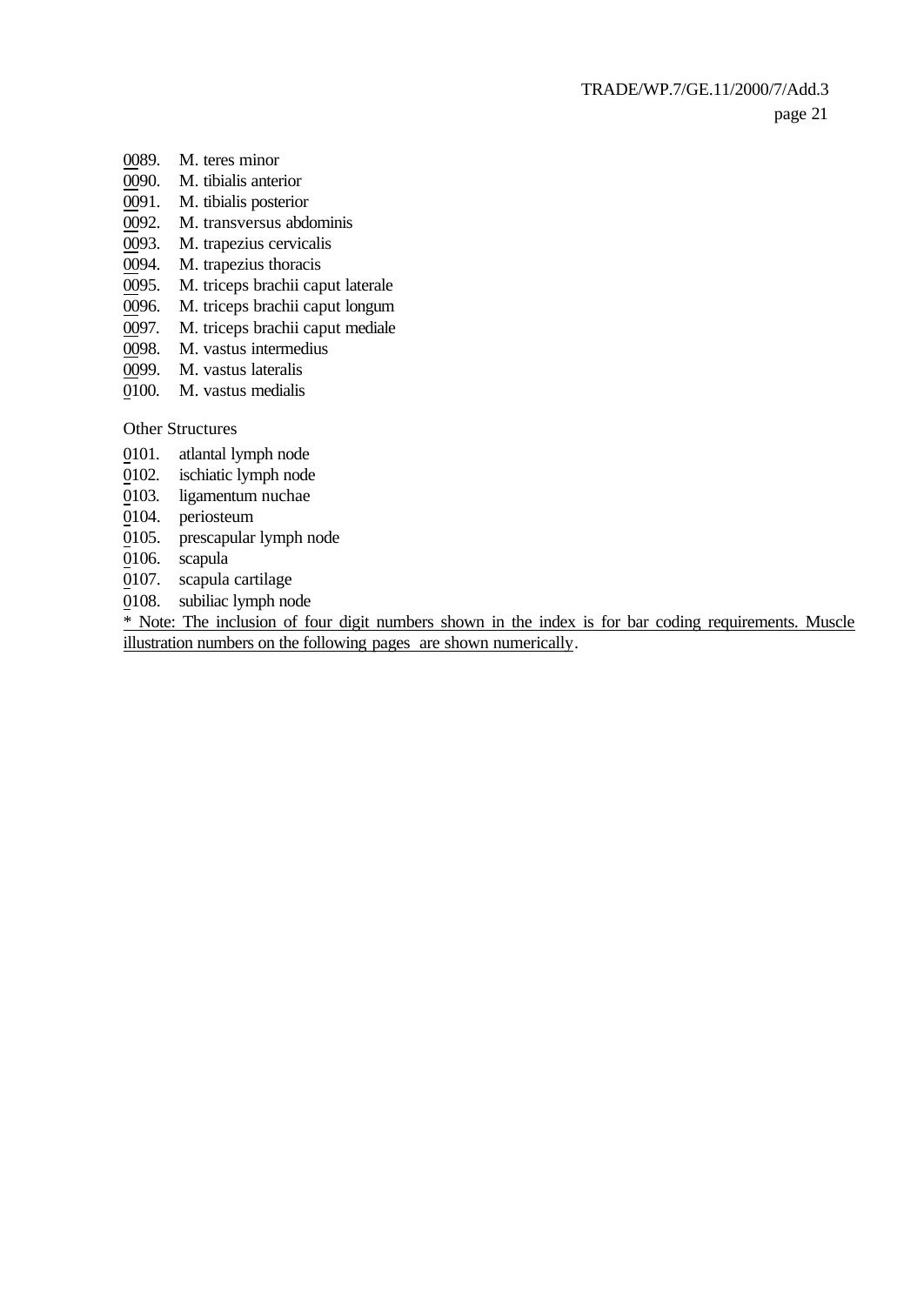0089. M. teres minor
0090. M. tibialis anterior
0091. M. tibialis posterior
0092. M. transversus abdominis
0093. M. trapezius cervicalis
0094. M. trapezius thoracis
0095. M. triceps brachii caput laterale
0096. M. triceps brachii caput longum
0097. M. triceps brachii caput mediale
0098. M. vastus intermedius
0099. M. vastus lateralis
0100. M. vastus medialis

Other Structures

0101. atlantal lymph node
0102. ischiatic lymph node
0103. ligamentum nuchae
0104. periosteum
0105. prescapular lymph node
0106. scapula
0107. scapula cartilage
0108. subiliac lymph node

* Note: The inclusion of four digit numbers shown in the index is for bar coding requirements. Muscle illustration numbers on the following pages are shown numerically.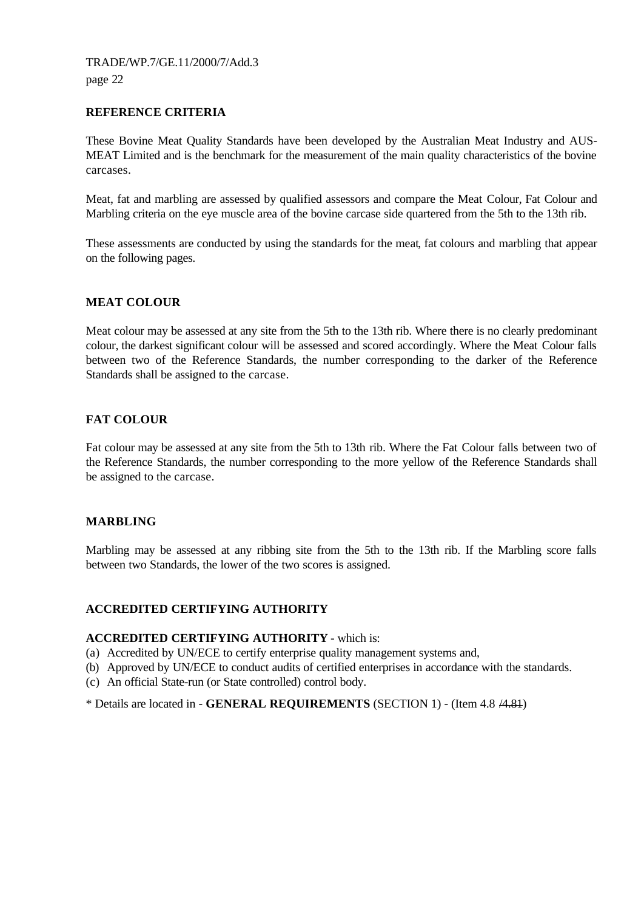## REFERENCE CRITERIA

These Bovine Meat Quality Standards have been developed by the Australian Meat Industry and AUS-MEAT Limited and is the benchmark for the measurement of the main quality characteristics of the bovine carcases.

Meat, fat and marbling are assessed by qualified assessors and compare the Meat Colour, Fat Colour and Marbling criteria on the eye muscle area of the bovine carcase side quartered from the 5th to the 13th rib.

These assessments are conducted by using the standards for the meat, fat colours and marbling that appear on the following pages.

## MEAT COLOUR

Meat colour may be assessed at any site from the 5th to the 13th rib. Where there is no clearly predominant colour, the darkest significant colour will be assessed and scored accordingly. Where the Meat Colour falls between two of the Reference Standards, the number corresponding to the darker of the Reference Standards shall be assigned to the carcase.

## FAT COLOUR

Fat colour may be assessed at any site from the 5th to 13th rib. Where the Fat Colour falls between two of the Reference Standards, the number corresponding to the more yellow of the Reference Standards shall be assigned to the carcase.

## MARBLING

Marbling may be assessed at any ribbing site from the 5th to the 13th rib. If the Marbling score falls between two Standards, the lower of the two scores is assigned.

## ACCREDITED CERTIFYING AUTHORITY

**ACCREDITED CERTIFYING AUTHORITY** - which is:

(a) Accredited by UN/ECE to certify enterprise quality management systems and,
(b) Approved by UN/ECE to conduct audits of certified enterprises in accordance with the standards.
(c) An official State-run (or State controlled) control body.

\* Details are located in - **GENERAL REQUIREMENTS** (SECTION 1) - (Item 4.8 ~~/4.81~~)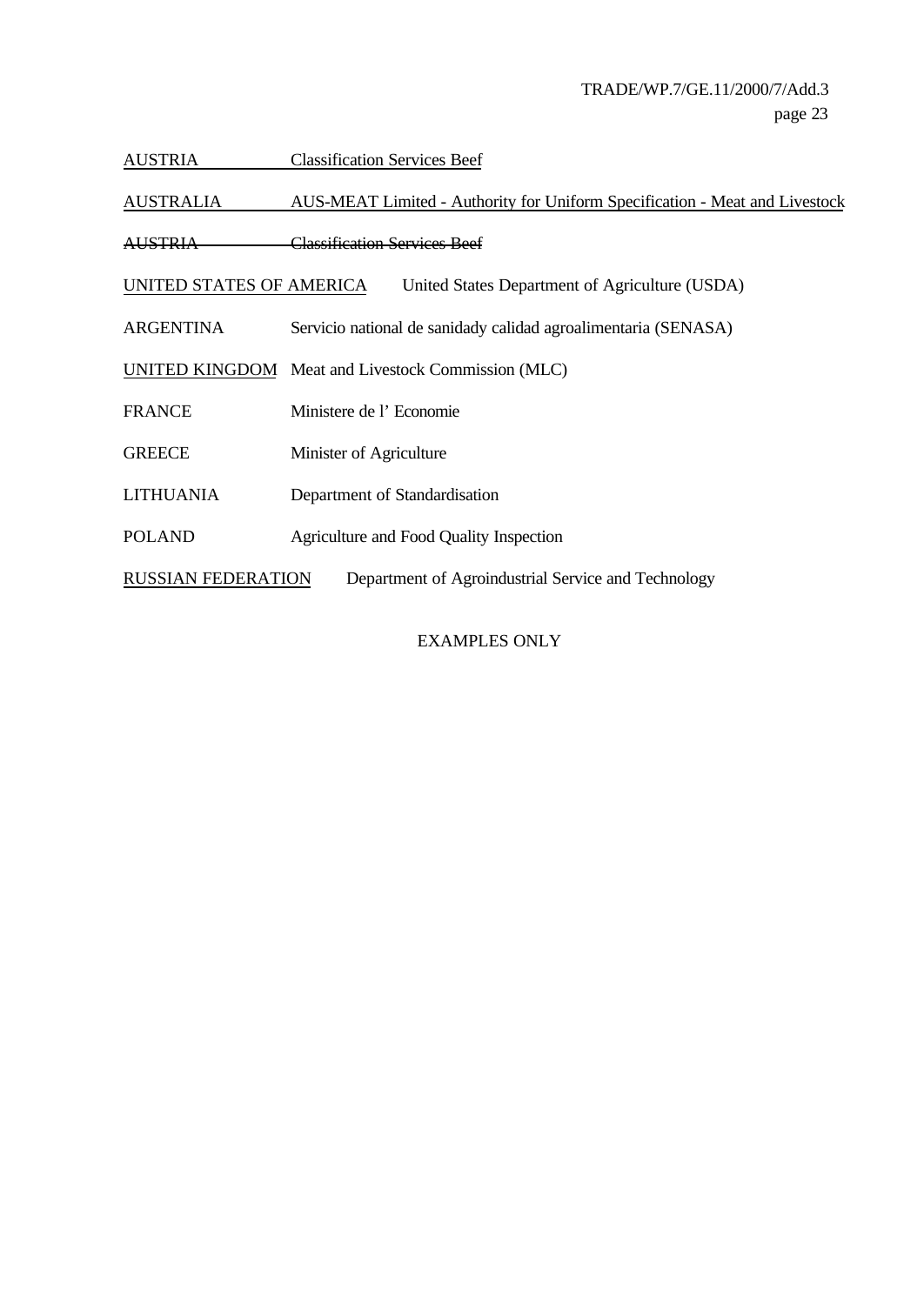AUSTRIA Classification Services Beef

AUSTRALIA AUS-MEAT Limited - Authority for Uniform Specification - Meat and Livestock

~~AUSTRIA Classification Services Beef~~

UNITED STATES OF AMERICA United States Department of Agriculture (USDA)

ARGENTINA Servicio national de sanidady calidad agroalimentaria (SENASA)

UNITED KINGDOM Meat and Livestock Commission (MLC)

FRANCE Ministere de l' Economie

GREECE Minister of Agriculture

LITHUANIA Department of Standardisation

POLAND Agriculture and Food Quality Inspection

RUSSIAN FEDERATION Department of Agroindustrial Service and Technology

EXAMPLES ONLY